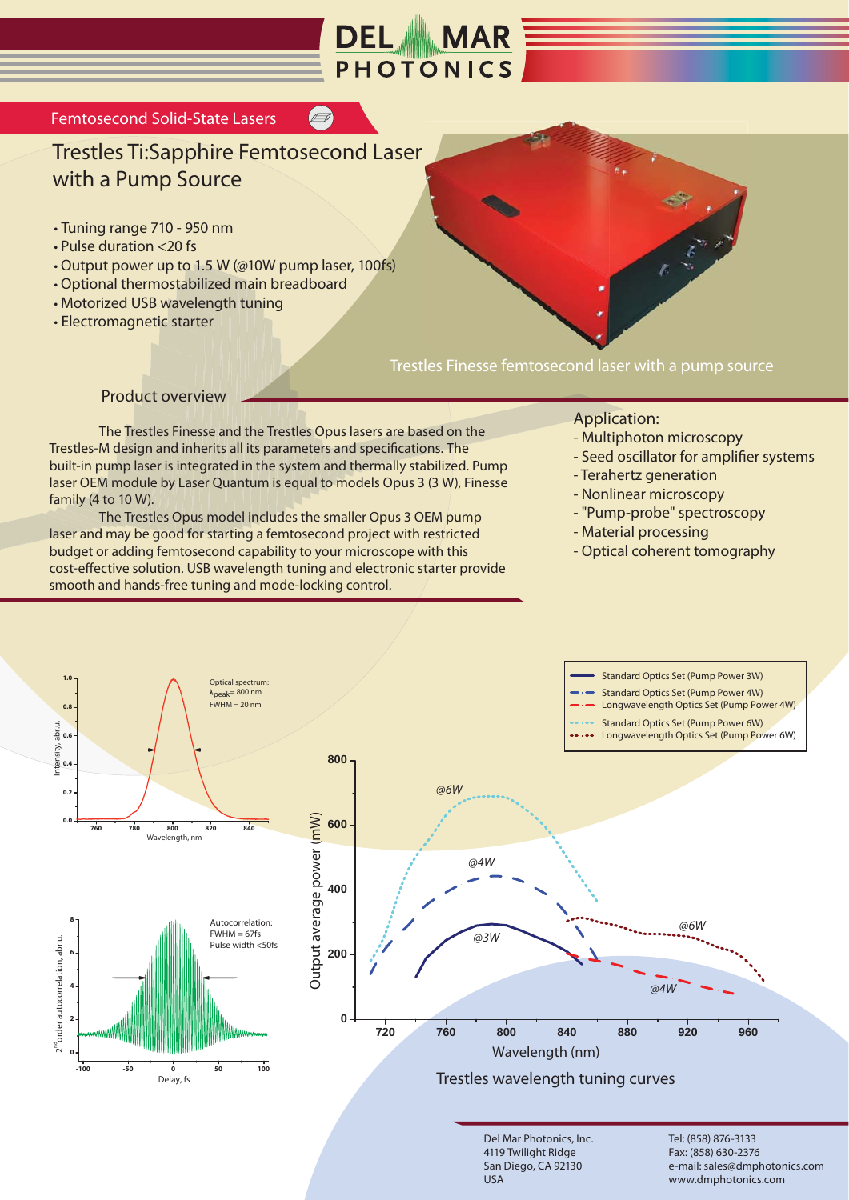# DEL MAR PHOTONICS

Femtosecond Solid-State Lasers

## Trestles Ti:Sapphire Femtosecond Laser with a Pump Source

- Tuning range 710 - 950 nm
- Pulse duration <20 fs
- Output power up to 1.5 W (@10W pump laser, 100fs)
- Optional thermostabilized main breadboard
- Motorized USB wavelength tuning
- Electromagnetic starter

Trestles Finesse femtosecond laser with a pump source

### Product overview

The Trestles Finesse and the Trestles Opus lasers are based on the Trestles-M design and inherits all its parameters and specifications. The built-in pump laser is integrated in the system and thermally stabilized. Pump laser OEM module by Laser Quantum is equal to models Opus 3 (3 W), Finesse family (4 to 10 W).

The Trestles Opus model includes the smaller Opus 3 OEM pump laser and may be good for starting a femtosecond project with restricted budget or adding femtosecond capability to your microscope with this cost-effective solution. USB wavelength tuning and electronic starter provide smooth and hands-free tuning and mode-locking control.

### Application:

- Multiphoton microscopy
- Seed oscillator for amplifier systems
- Terahertz generation
- Nonlinear microscopy
- "Pump-probe" spectroscopy
- Material processing
- Optical coherent tomography

Optical spectrum: $\lambda_{peak}$= 800 nm, FWHM = 20 nm

Autocorrelation: FWHM = 67fs, Pulse width <50fs

- Standard Optics Set (Pump Power 3W)
- Standard Optics Set (Pump Power 4W)
- Longwavelength Optics Set (Pump Power 4W)
- Standard Optics Set (Pump Power 6W)
- Longwavelength Optics Set (Pump Power 6W)

Trestles wavelength tuning curves

Del Mar Photonics, Inc.
4119 Twilight Ridge
San Diego, CA 92130
USA

Tel: (858) 876-3133
Fax: (858) 630-2376
e-mail: sales@dmphotonics.com
www.dmphotonics.com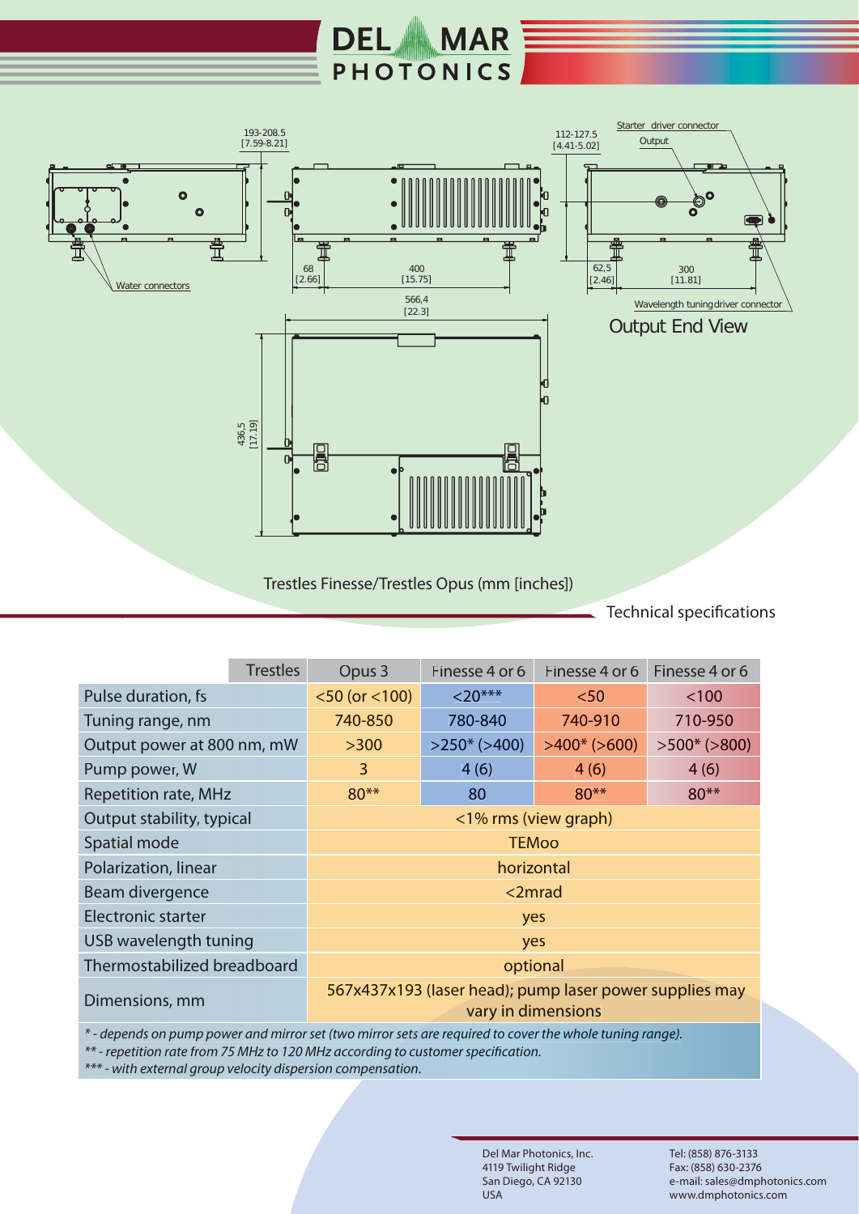DEL MAR PHOTONICS

193-208.5
[7.59-8.21]

112-127.5
[4.41-5.02]

Starter driver connector

Output

Water connectors

68
[2.66]

400
[15.75]

566,4
[22.3]

62,5
[2.46]

300
[11.81]

Wavelength tuning driver connector

Output End View

436,5
[17.19]

Trestles Finesse/Trestles Opus (mm [inches])

## Technical specifications

| Trestles | Opus 3 | Finesse 4 or 6 | Finesse 4 or 6 | Finesse 4 or 6 |
|---|---|---|---|---|
| Pulse duration, fs | <50 (or <100) | <20*** | <50 | <100 |
| Tuning range, nm | 740-850 | 780-840 | 740-910 | 710-950 |
| Output power at 800 nm, mW | >300 | >250* (>400) | >400* (>600) | >500* (>800) |
| Pump power, W | 3 | 4 (6) | 4 (6) | 4 (6) |
| Repetition rate, MHz | 80** | 80 | 80** | 80** |
| Output stability, typical | <1% rms (view graph) | | | |
| Spatial mode | TEMoo | | | |
| Polarization, linear | horizontal | | | |
| Beam divergence | <2mrad | | | |
| Electronic starter | yes | | | |
| USB wavelength tuning | yes | | | |
| Thermostabilized breadboard | optional | | | |
| Dimensions, mm | 567x437x193 (laser head); pump laser power supplies may vary in dimensions | | | |

*\* - depends on pump power and mirror set (two mirror sets are required to cover the whole tuning range).*
*\*\* - repetition rate from 75 MHz to 120 MHz according to customer specification.*
*\*\*\* - with external group velocity dispersion compensation.*

Del Mar Photonics, Inc.
4119 Twilight Ridge
San Diego, CA 92130
USA

Tel: (858) 876-3133
Fax: (858) 630-2376
e-mail: sales@dmphotonics.com
www.dmphotonics.com